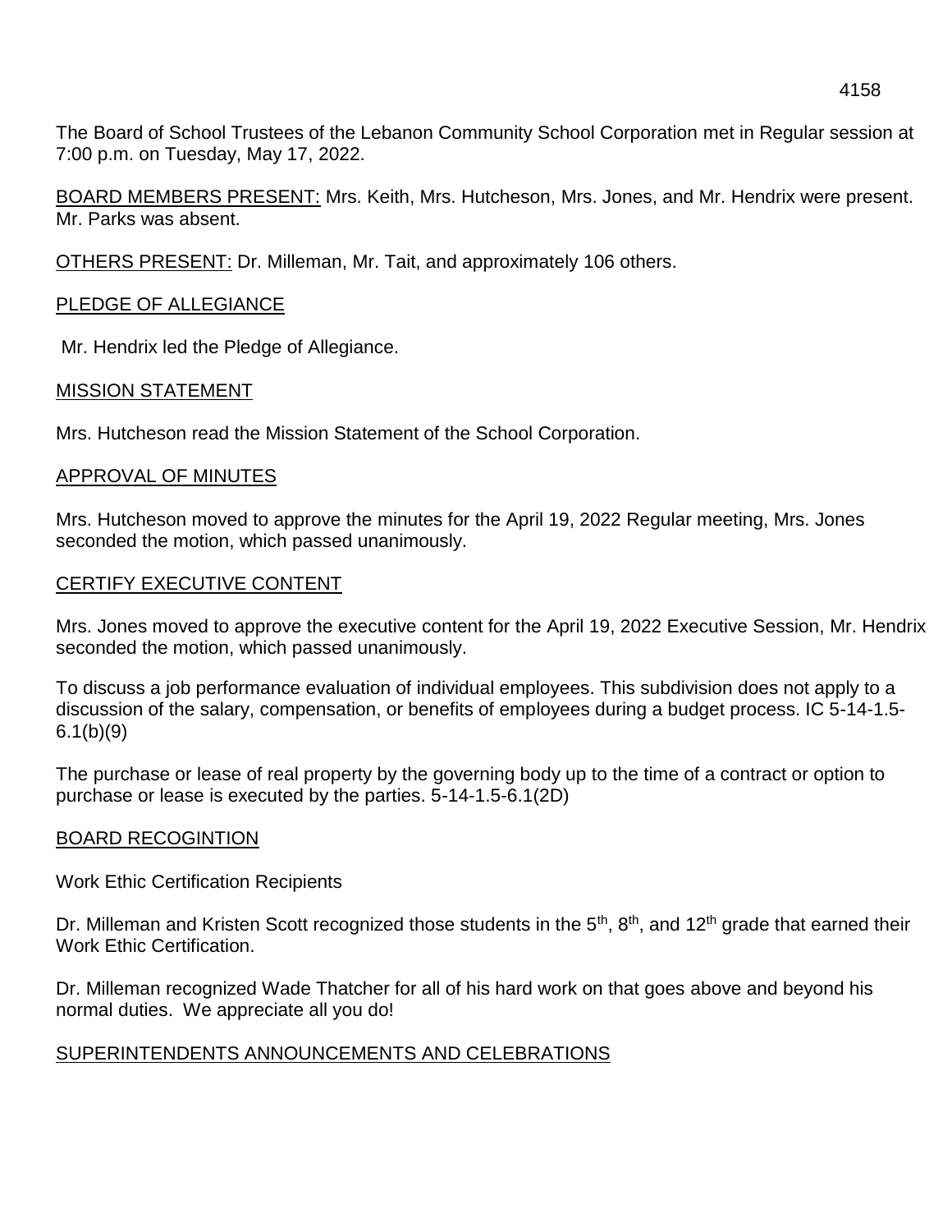The Board of School Trustees of the Lebanon Community School Corporation met in Regular session at 7:00 p.m. on Tuesday, May 17, 2022.

BOARD MEMBERS PRESENT: Mrs. Keith, Mrs. Hutcheson, Mrs. Jones, and Mr. Hendrix were present. Mr. Parks was absent.

OTHERS PRESENT: Dr. Milleman, Mr. Tait, and approximately 106 others.

## PLEDGE OF ALLEGIANCE

Mr. Hendrix led the Pledge of Allegiance.

## MISSION STATEMENT

Mrs. Hutcheson read the Mission Statement of the School Corporation.

## APPROVAL OF MINUTES

Mrs. Hutcheson moved to approve the minutes for the April 19, 2022 Regular meeting, Mrs. Jones seconded the motion, which passed unanimously.

## CERTIFY EXECUTIVE CONTENT

Mrs. Jones moved to approve the executive content for the April 19, 2022 Executive Session, Mr. Hendrix seconded the motion, which passed unanimously.

To discuss a job performance evaluation of individual employees. This subdivision does not apply to a discussion of the salary, compensation, or benefits of employees during a budget process. IC 5-14-1.5-6.1(b)(9)

The purchase or lease of real property by the governing body up to the time of a contract or option to purchase or lease is executed by the parties. 5-14-1.5-6.1(2D)

## BOARD RECOGINTION

Work Ethic Certification Recipients

Dr. Milleman and Kristen Scott recognized those students in the 5th, 8th, and 12th grade that earned their Work Ethic Certification.

Dr. Milleman recognized Wade Thatcher for all of his hard work on that goes above and beyond his normal duties. We appreciate all you do!

## SUPERINTENDENTS ANNOUNCEMENTS AND CELEBRATIONS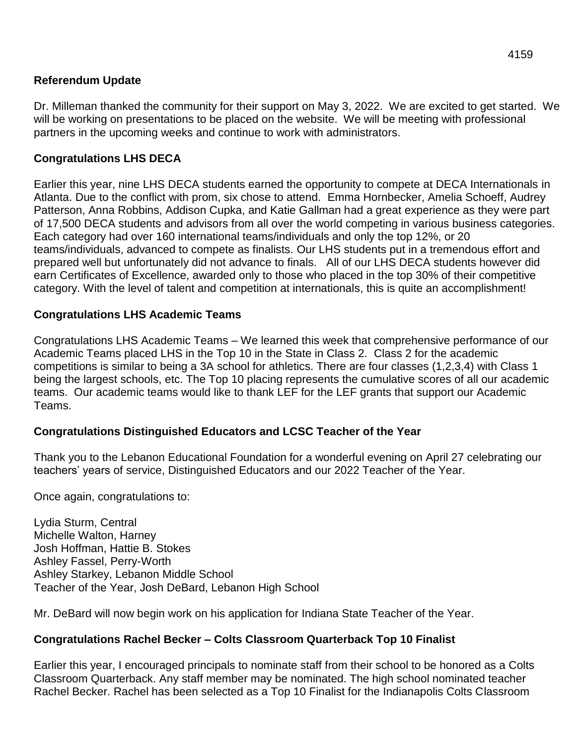**Referendum Update**

Dr. Milleman thanked the community for their support on May 3, 2022. We are excited to get started. We will be working on presentations to be placed on the website. We will be meeting with professional partners in the upcoming weeks and continue to work with administrators.

**Congratulations LHS DECA**

Earlier this year, nine LHS DECA students earned the opportunity to compete at DECA Internationals in Atlanta. Due to the conflict with prom, six chose to attend. Emma Hornbecker, Amelia Schoeff, Audrey Patterson, Anna Robbins, Addison Cupka, and Katie Gallman had a great experience as they were part of 17,500 DECA students and advisors from all over the world competing in various business categories. Each category had over 160 international teams/individuals and only the top 12%, or 20 teams/individuals, advanced to compete as finalists. Our LHS students put in a tremendous effort and prepared well but unfortunately did not advance to finals. All of our LHS DECA students however did earn Certificates of Excellence, awarded only to those who placed in the top 30% of their competitive category. With the level of talent and competition at internationals, this is quite an accomplishment!

**Congratulations LHS Academic Teams**

Congratulations LHS Academic Teams – We learned this week that comprehensive performance of our Academic Teams placed LHS in the Top 10 in the State in Class 2. Class 2 for the academic competitions is similar to being a 3A school for athletics. There are four classes (1,2,3,4) with Class 1 being the largest schools, etc. The Top 10 placing represents the cumulative scores of all our academic teams. Our academic teams would like to thank LEF for the LEF grants that support our Academic Teams.

**Congratulations Distinguished Educators and LCSC Teacher of the Year**

Thank you to the Lebanon Educational Foundation for a wonderful evening on April 27 celebrating our teachers' years of service, Distinguished Educators and our 2022 Teacher of the Year.

Once again, congratulations to:

Lydia Sturm, Central
Michelle Walton, Harney
Josh Hoffman, Hattie B. Stokes
Ashley Fassel, Perry-Worth
Ashley Starkey, Lebanon Middle School
Teacher of the Year, Josh DeBard, Lebanon High School

Mr. DeBard will now begin work on his application for Indiana State Teacher of the Year.

**Congratulations Rachel Becker – Colts Classroom Quarterback Top 10 Finalist**

Earlier this year, I encouraged principals to nominate staff from their school to be honored as a Colts Classroom Quarterback. Any staff member may be nominated. The high school nominated teacher Rachel Becker. Rachel has been selected as a Top 10 Finalist for the Indianapolis Colts Classroom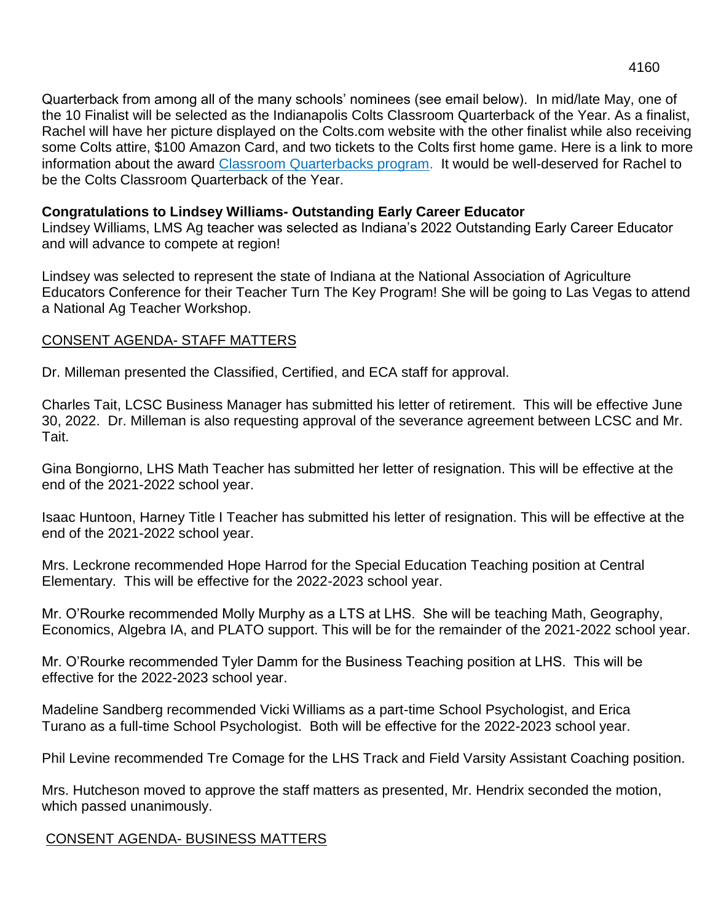Quarterback from among all of the many schools' nominees (see email below). In mid/late May, one of the 10 Finalist will be selected as the Indianapolis Colts Classroom Quarterback of the Year. As a finalist, Rachel will have her picture displayed on the Colts.com website with the other finalist while also receiving some Colts attire, $100 Amazon Card, and two tickets to the Colts first home game. Here is a link to more information about the award Classroom Quarterbacks program. It would be well-deserved for Rachel to be the Colts Classroom Quarterback of the Year.

**Congratulations to Lindsey Williams- Outstanding Early Career Educator**

Lindsey Williams, LMS Ag teacher was selected as Indiana's 2022 Outstanding Early Career Educator and will advance to compete at region!

Lindsey was selected to represent the state of Indiana at the National Association of Agriculture Educators Conference for their Teacher Turn The Key Program! She will be going to Las Vegas to attend a National Ag Teacher Workshop.

## CONSENT AGENDA- STAFF MATTERS

Dr. Milleman presented the Classified, Certified, and ECA staff for approval.

Charles Tait, LCSC Business Manager has submitted his letter of retirement. This will be effective June 30, 2022. Dr. Milleman is also requesting approval of the severance agreement between LCSC and Mr. Tait.

Gina Bongiorno, LHS Math Teacher has submitted her letter of resignation. This will be effective at the end of the 2021-2022 school year.

Isaac Huntoon, Harney Title I Teacher has submitted his letter of resignation. This will be effective at the end of the 2021-2022 school year.

Mrs. Leckrone recommended Hope Harrod for the Special Education Teaching position at Central Elementary. This will be effective for the 2022-2023 school year.

Mr. O'Rourke recommended Molly Murphy as a LTS at LHS. She will be teaching Math, Geography, Economics, Algebra IA, and PLATO support. This will be for the remainder of the 2021-2022 school year.

Mr. O'Rourke recommended Tyler Damm for the Business Teaching position at LHS. This will be effective for the 2022-2023 school year.

Madeline Sandberg recommended Vicki Williams as a part-time School Psychologist, and Erica Turano as a full-time School Psychologist. Both will be effective for the 2022-2023 school year.

Phil Levine recommended Tre Comage for the LHS Track and Field Varsity Assistant Coaching position.

Mrs. Hutcheson moved to approve the staff matters as presented, Mr. Hendrix seconded the motion, which passed unanimously.

## CONSENT AGENDA- BUSINESS MATTERS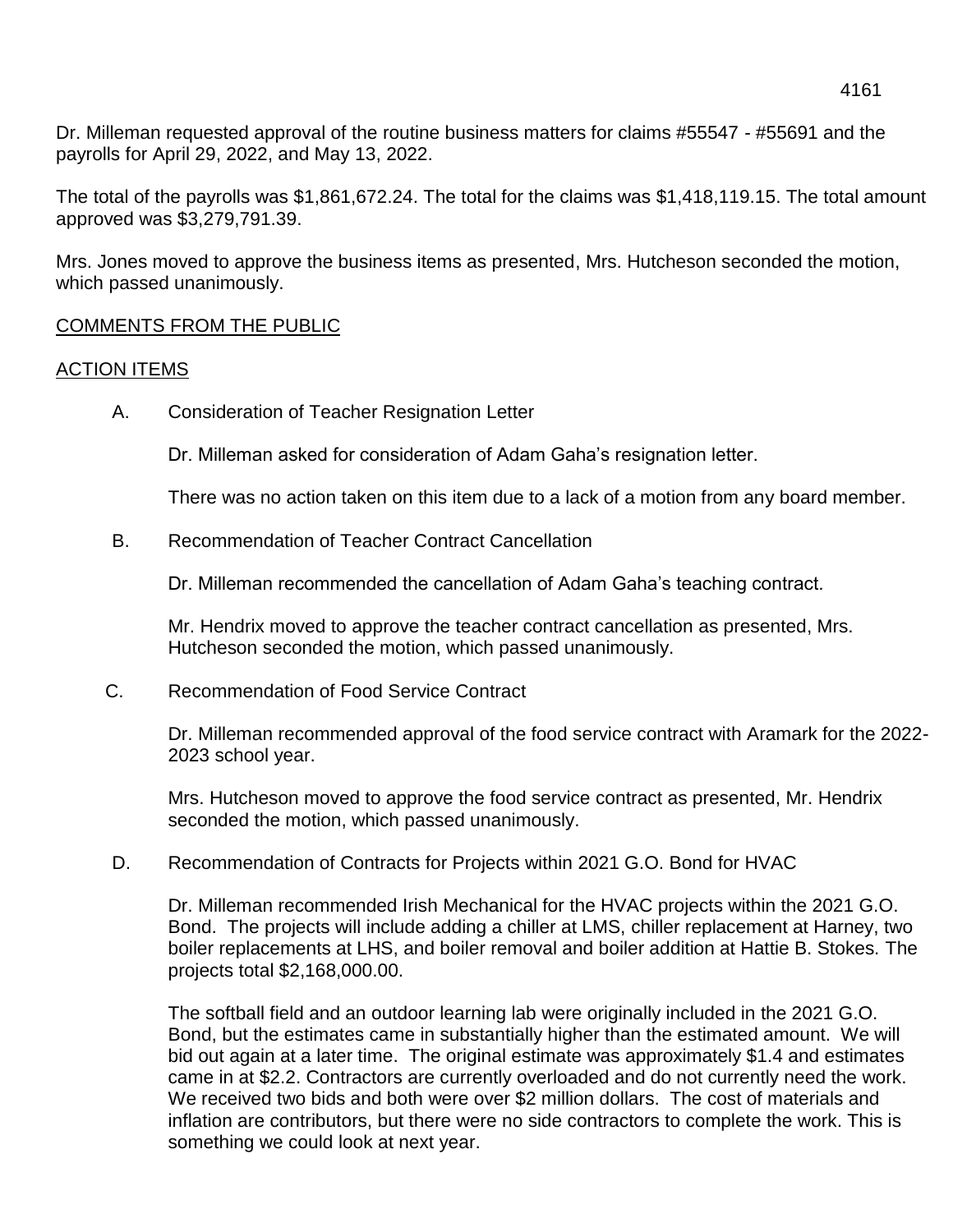Dr. Milleman requested approval of the routine business matters for claims #55547 - #55691 and the payrolls for April 29, 2022, and May 13, 2022.

The total of the payrolls was $1,861,672.24. The total for the claims was $1,418,119.15. The total amount approved was $3,279,791.39.

Mrs. Jones moved to approve the business items as presented, Mrs. Hutcheson seconded the motion, which passed unanimously.

COMMENTS FROM THE PUBLIC

ACTION ITEMS

A. Consideration of Teacher Resignation Letter

Dr. Milleman asked for consideration of Adam Gaha's resignation letter.

There was no action taken on this item due to a lack of a motion from any board member.

B. Recommendation of Teacher Contract Cancellation

Dr. Milleman recommended the cancellation of Adam Gaha's teaching contract.

Mr. Hendrix moved to approve the teacher contract cancellation as presented, Mrs. Hutcheson seconded the motion, which passed unanimously.

C. Recommendation of Food Service Contract

Dr. Milleman recommended approval of the food service contract with Aramark for the 2022-2023 school year.

Mrs. Hutcheson moved to approve the food service contract as presented, Mr. Hendrix seconded the motion, which passed unanimously.

D. Recommendation of Contracts for Projects within 2021 G.O. Bond for HVAC

Dr. Milleman recommended Irish Mechanical for the HVAC projects within the 2021 G.O. Bond. The projects will include adding a chiller at LMS, chiller replacement at Harney, two boiler replacements at LHS, and boiler removal and boiler addition at Hattie B. Stokes. The projects total $2,168,000.00.

The softball field and an outdoor learning lab were originally included in the 2021 G.O. Bond, but the estimates came in substantially higher than the estimated amount. We will bid out again at a later time. The original estimate was approximately $1.4 and estimates came in at $2.2. Contractors are currently overloaded and do not currently need the work. We received two bids and both were over $2 million dollars. The cost of materials and inflation are contributors, but there were no side contractors to complete the work. This is something we could look at next year.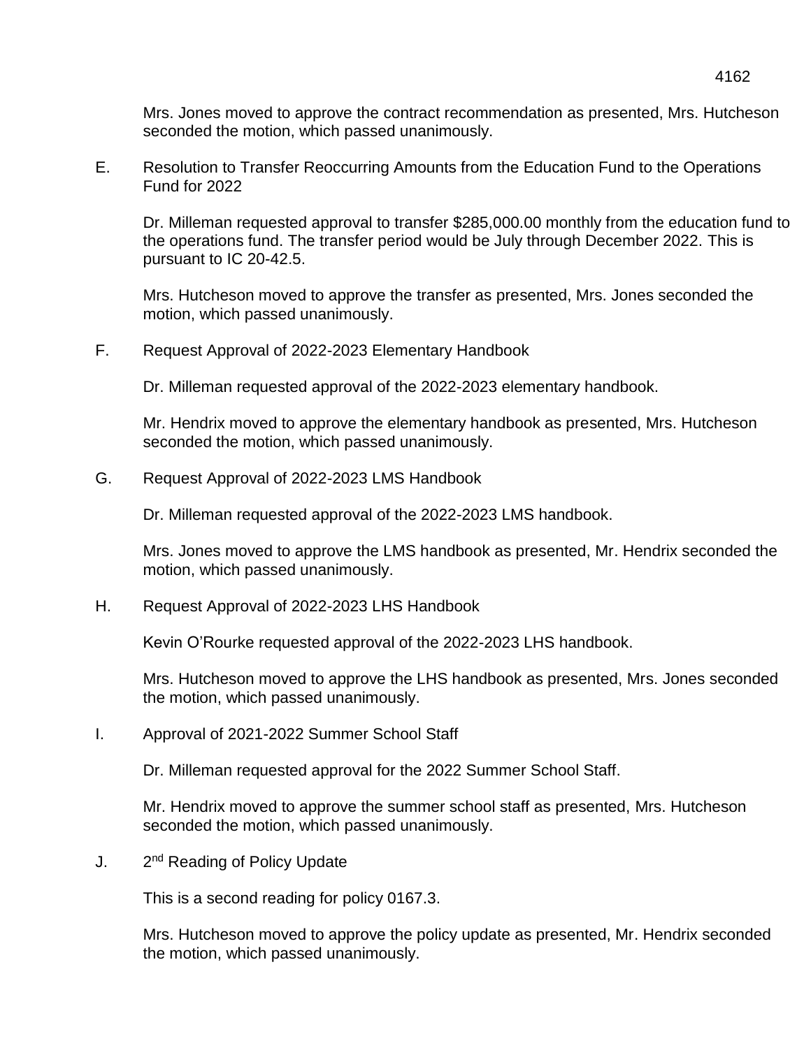Mrs. Jones moved to approve the contract recommendation as presented, Mrs. Hutcheson seconded the motion, which passed unanimously.

E. Resolution to Transfer Reoccurring Amounts from the Education Fund to the Operations Fund for 2022

Dr. Milleman requested approval to transfer $285,000.00 monthly from the education fund to the operations fund. The transfer period would be July through December 2022. This is pursuant to IC 20-42.5.

Mrs. Hutcheson moved to approve the transfer as presented, Mrs. Jones seconded the motion, which passed unanimously.

F. Request Approval of 2022-2023 Elementary Handbook

Dr. Milleman requested approval of the 2022-2023 elementary handbook.

Mr. Hendrix moved to approve the elementary handbook as presented, Mrs. Hutcheson seconded the motion, which passed unanimously.

G. Request Approval of 2022-2023 LMS Handbook

Dr. Milleman requested approval of the 2022-2023 LMS handbook.

Mrs. Jones moved to approve the LMS handbook as presented, Mr. Hendrix seconded the motion, which passed unanimously.

H. Request Approval of 2022-2023 LHS Handbook

Kevin O'Rourke requested approval of the 2022-2023 LHS handbook.

Mrs. Hutcheson moved to approve the LHS handbook as presented, Mrs. Jones seconded the motion, which passed unanimously.

I. Approval of 2021-2022 Summer School Staff

Dr. Milleman requested approval for the 2022 Summer School Staff.

Mr. Hendrix moved to approve the summer school staff as presented, Mrs. Hutcheson seconded the motion, which passed unanimously.

J. 2nd Reading of Policy Update

This is a second reading for policy 0167.3.

Mrs. Hutcheson moved to approve the policy update as presented, Mr. Hendrix seconded the motion, which passed unanimously.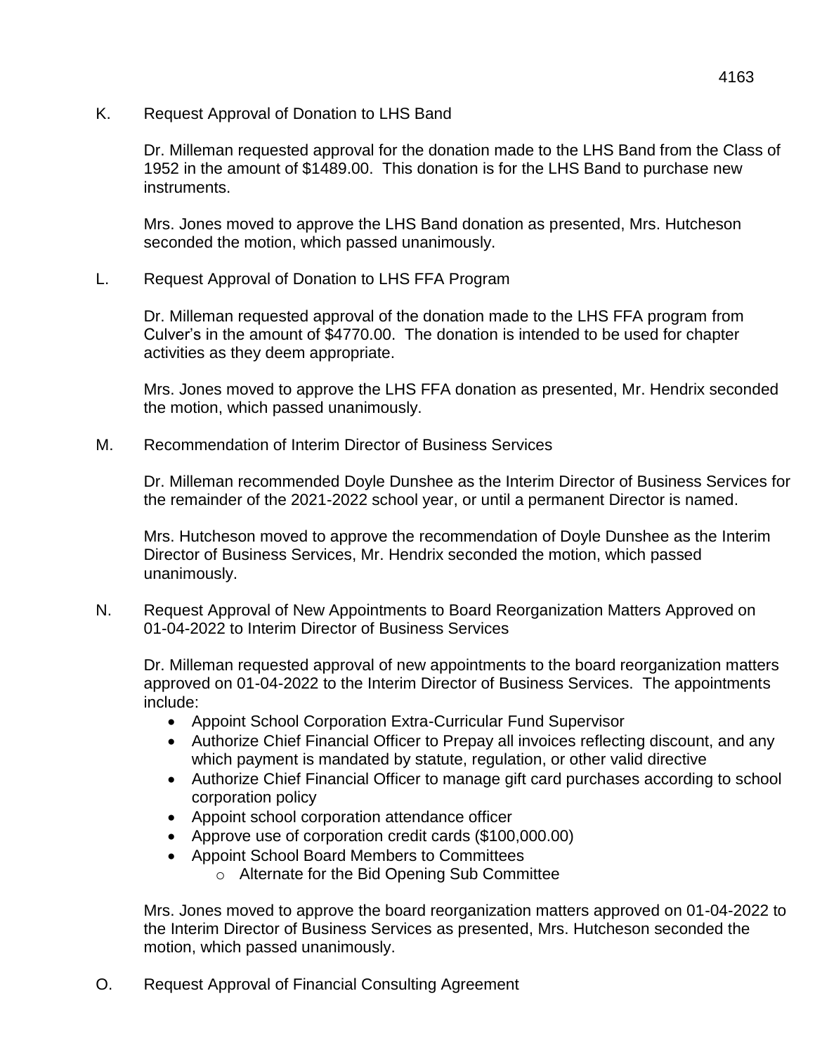K. Request Approval of Donation to LHS Band

Dr. Milleman requested approval for the donation made to the LHS Band from the Class of 1952 in the amount of $1489.00. This donation is for the LHS Band to purchase new instruments.

Mrs. Jones moved to approve the LHS Band donation as presented, Mrs. Hutcheson seconded the motion, which passed unanimously.

L. Request Approval of Donation to LHS FFA Program

Dr. Milleman requested approval of the donation made to the LHS FFA program from Culver's in the amount of $4770.00. The donation is intended to be used for chapter activities as they deem appropriate.

Mrs. Jones moved to approve the LHS FFA donation as presented, Mr. Hendrix seconded the motion, which passed unanimously.

M. Recommendation of Interim Director of Business Services

Dr. Milleman recommended Doyle Dunshee as the Interim Director of Business Services for the remainder of the 2021-2022 school year, or until a permanent Director is named.

Mrs. Hutcheson moved to approve the recommendation of Doyle Dunshee as the Interim Director of Business Services, Mr. Hendrix seconded the motion, which passed unanimously.

N. Request Approval of New Appointments to Board Reorganization Matters Approved on 01-04-2022 to Interim Director of Business Services

Dr. Milleman requested approval of new appointments to the board reorganization matters approved on 01-04-2022 to the Interim Director of Business Services. The appointments include:

- Appoint School Corporation Extra-Curricular Fund Supervisor
- Authorize Chief Financial Officer to Prepay all invoices reflecting discount, and any which payment is mandated by statute, regulation, or other valid directive
- Authorize Chief Financial Officer to manage gift card purchases according to school corporation policy
- Appoint school corporation attendance officer
- Approve use of corporation credit cards ($100,000.00)
- Appoint School Board Members to Committees
    - Alternate for the Bid Opening Sub Committee

Mrs. Jones moved to approve the board reorganization matters approved on 01-04-2022 to the Interim Director of Business Services as presented, Mrs. Hutcheson seconded the motion, which passed unanimously.

O. Request Approval of Financial Consulting Agreement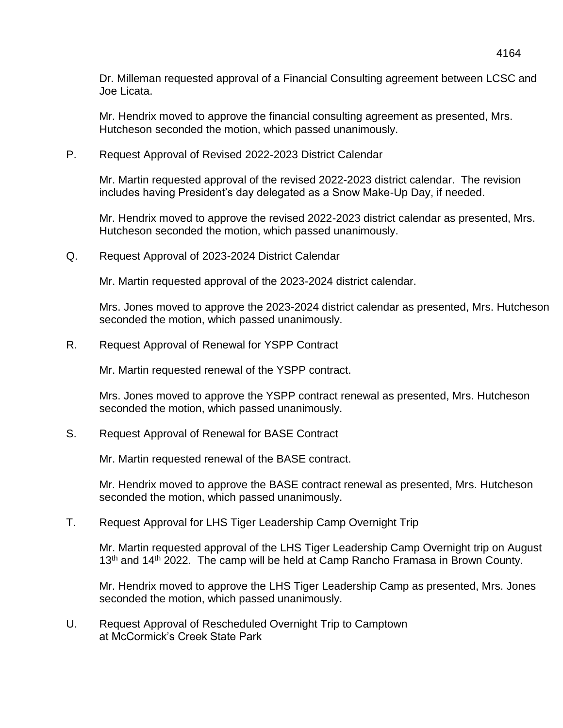Dr. Milleman requested approval of a Financial Consulting agreement between LCSC and Joe Licata.

Mr. Hendrix moved to approve the financial consulting agreement as presented, Mrs. Hutcheson seconded the motion, which passed unanimously.

P. Request Approval of Revised 2022-2023 District Calendar

Mr. Martin requested approval of the revised 2022-2023 district calendar. The revision includes having President's day delegated as a Snow Make-Up Day, if needed.

Mr. Hendrix moved to approve the revised 2022-2023 district calendar as presented, Mrs. Hutcheson seconded the motion, which passed unanimously.

Q. Request Approval of 2023-2024 District Calendar

Mr. Martin requested approval of the 2023-2024 district calendar.

Mrs. Jones moved to approve the 2023-2024 district calendar as presented, Mrs. Hutcheson seconded the motion, which passed unanimously.

R. Request Approval of Renewal for YSPP Contract

Mr. Martin requested renewal of the YSPP contract.

Mrs. Jones moved to approve the YSPP contract renewal as presented, Mrs. Hutcheson seconded the motion, which passed unanimously.

S. Request Approval of Renewal for BASE Contract

Mr. Martin requested renewal of the BASE contract.

Mr. Hendrix moved to approve the BASE contract renewal as presented, Mrs. Hutcheson seconded the motion, which passed unanimously.

T. Request Approval for LHS Tiger Leadership Camp Overnight Trip

Mr. Martin requested approval of the LHS Tiger Leadership Camp Overnight trip on August 13th and 14th 2022. The camp will be held at Camp Rancho Framasa in Brown County.

Mr. Hendrix moved to approve the LHS Tiger Leadership Camp as presented, Mrs. Jones seconded the motion, which passed unanimously.

U. Request Approval of Rescheduled Overnight Trip to Camptown at McCormick's Creek State Park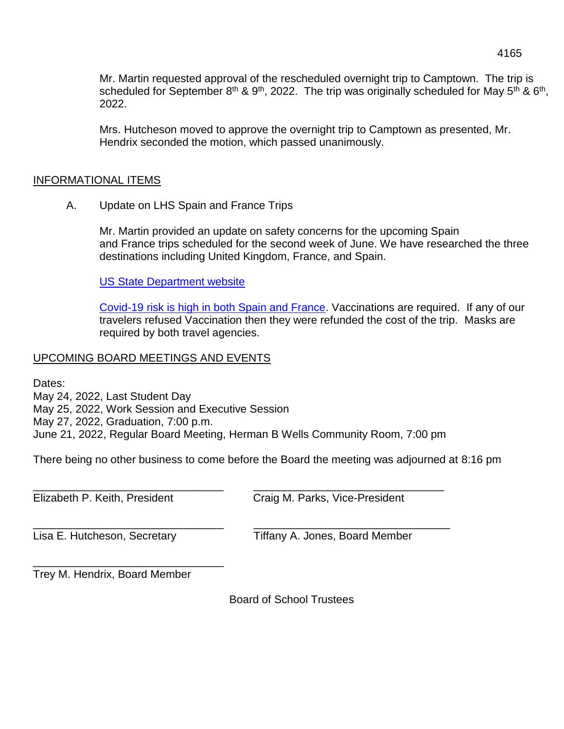Mr. Martin requested approval of the rescheduled overnight trip to Camptown. The trip is scheduled for September 8th & 9th, 2022. The trip was originally scheduled for May 5th & 6th, 2022.

Mrs. Hutcheson moved to approve the overnight trip to Camptown as presented, Mr. Hendrix seconded the motion, which passed unanimously.

INFORMATIONAL ITEMS

A. Update on LHS Spain and France Trips

Mr. Martin provided an update on safety concerns for the upcoming Spain and France trips scheduled for the second week of June. We have researched the three destinations including United Kingdom, France, and Spain.

US State Department website

Covid-19 risk is high in both Spain and France. Vaccinations are required. If any of our travelers refused Vaccination then they were refunded the cost of the trip. Masks are required by both travel agencies.

UPCOMING BOARD MEETINGS AND EVENTS

Dates:
May 24, 2022, Last Student Day
May 25, 2022, Work Session and Executive Session
May 27, 2022, Graduation, 7:00 p.m.
June 21, 2022, Regular Board Meeting, Herman B Wells Community Room, 7:00 pm

There being no other business to come before the Board the meeting was adjourned at 8:16 pm

Elizabeth P. Keith, President

Craig M. Parks, Vice-President

Lisa E. Hutcheson, Secretary

Tiffany A. Jones, Board Member

Trey M. Hendrix, Board Member

Board of School Trustees